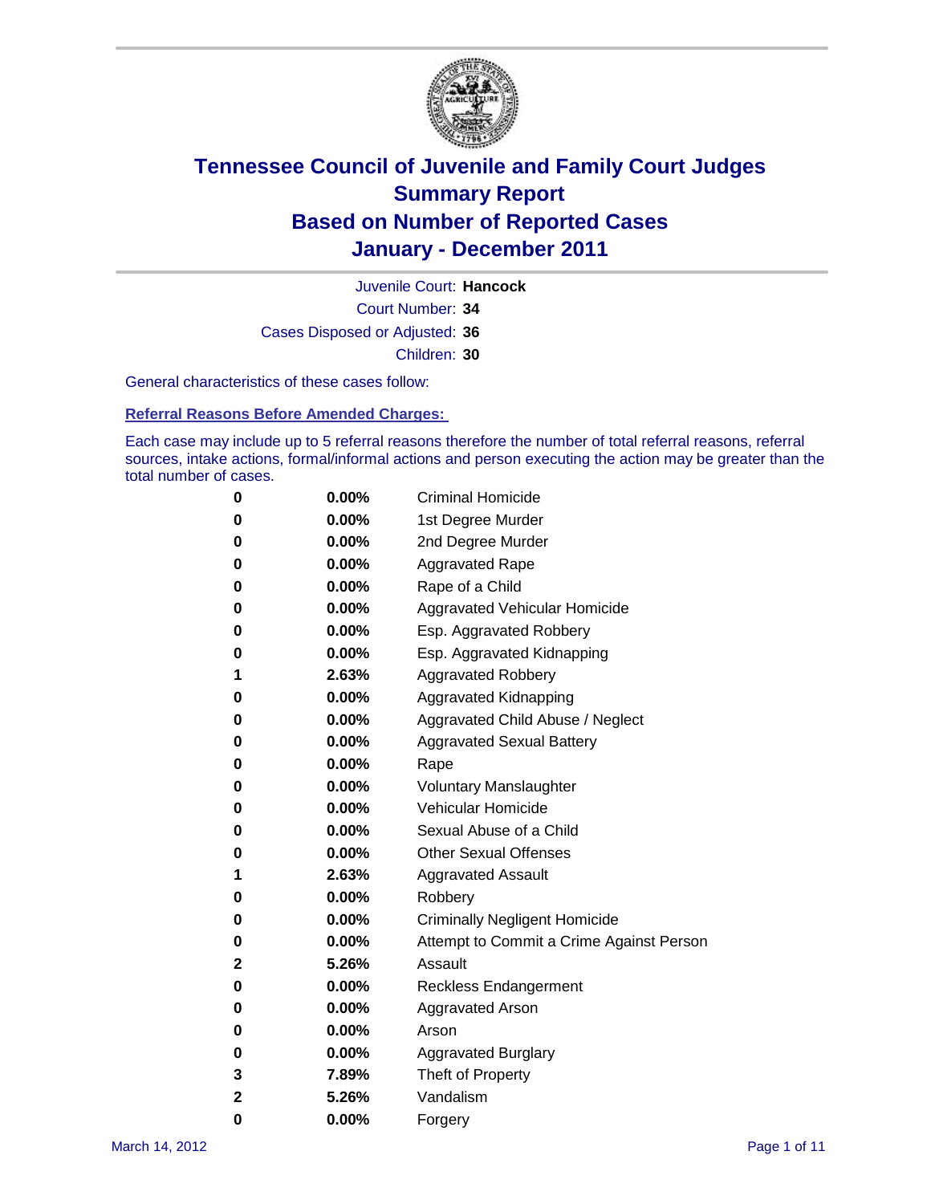# Tennessee Council of Juvenile and Family Court Judges
## Summary Report
## Based on Number of Reported Cases
## January - December 2011

Juvenile Court: **Hancock**

Court Number: **34**

Cases Disposed or Adjusted: **36**

Children: **30**

General characteristics of these cases follow:

**Referral Reasons Before Amended Charges:**

Each case may include up to 5 referral reasons therefore the number of total referral reasons, referral sources, intake actions, formal/informal actions and person executing the action may be greater than the total number of cases.

| | | |
|---|---|---|
| 0 | 0.00% | Criminal Homicide |
| 0 | 0.00% | 1st Degree Murder |
| 0 | 0.00% | 2nd Degree Murder |
| 0 | 0.00% | Aggravated Rape |
| 0 | 0.00% | Rape of a Child |
| 0 | 0.00% | Aggravated Vehicular Homicide |
| 0 | 0.00% | Esp. Aggravated Robbery |
| 0 | 0.00% | Esp. Aggravated Kidnapping |
| 1 | 2.63% | Aggravated Robbery |
| 0 | 0.00% | Aggravated Kidnapping |
| 0 | 0.00% | Aggravated Child Abuse / Neglect |
| 0 | 0.00% | Aggravated Sexual Battery |
| 0 | 0.00% | Rape |
| 0 | 0.00% | Voluntary Manslaughter |
| 0 | 0.00% | Vehicular Homicide |
| 0 | 0.00% | Sexual Abuse of a Child |
| 0 | 0.00% | Other Sexual Offenses |
| 1 | 2.63% | Aggravated Assault |
| 0 | 0.00% | Robbery |
| 0 | 0.00% | Criminally Negligent Homicide |
| 0 | 0.00% | Attempt to Commit a Crime Against Person |
| 2 | 5.26% | Assault |
| 0 | 0.00% | Reckless Endangerment |
| 0 | 0.00% | Aggravated Arson |
| 0 | 0.00% | Arson |
| 0 | 0.00% | Aggravated Burglary |
| 3 | 7.89% | Theft of Property |
| 2 | 5.26% | Vandalism |
| 0 | 0.00% | Forgery |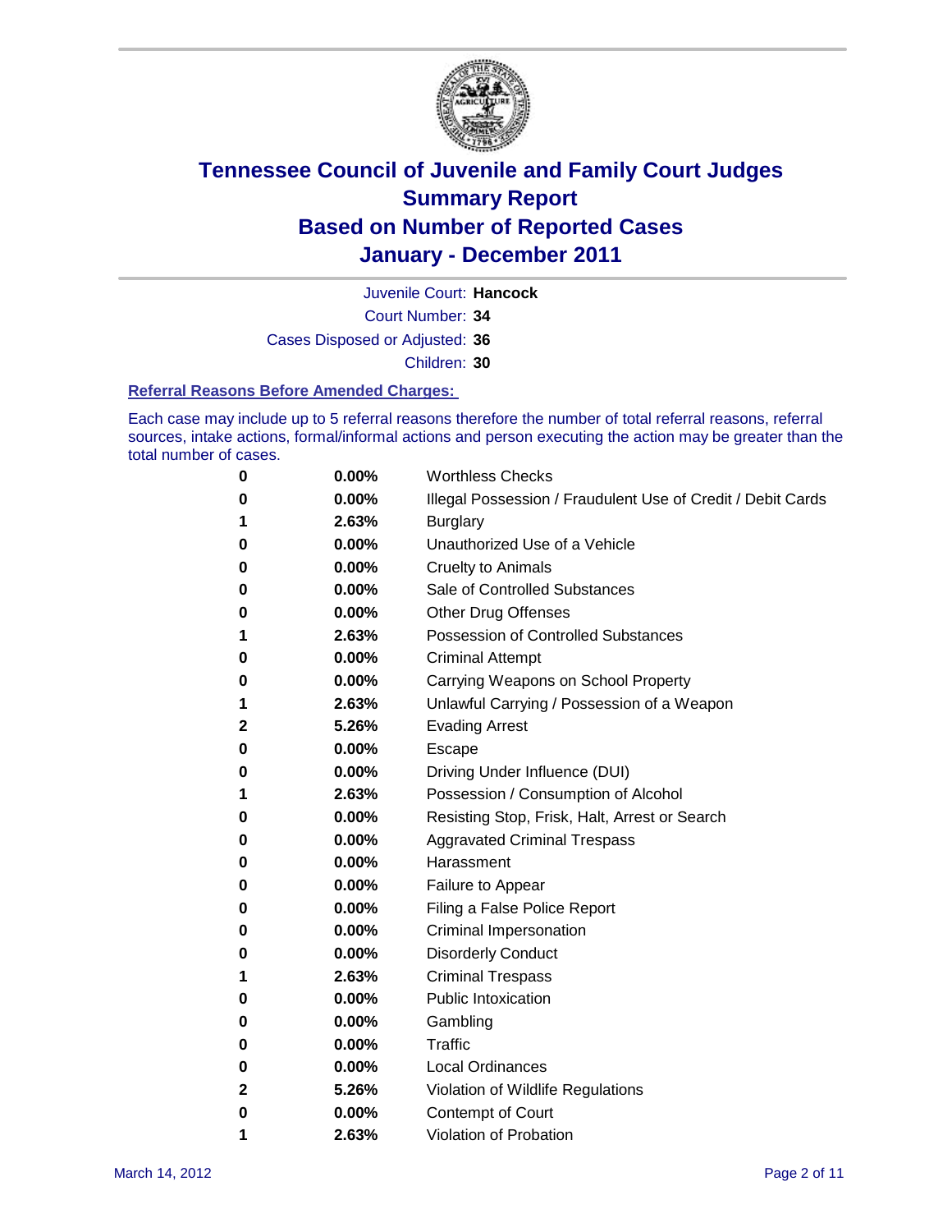# Tennessee Council of Juvenile and Family Court Judges
## Summary Report
## Based on Number of Reported Cases
## January - December 2011

Juvenile Court: **Hancock**

Court Number: **34**

Cases Disposed or Adjusted: **36**

Children: **30**

### Referral Reasons Before Amended Charges:

Each case may include up to 5 referral reasons therefore the number of total referral reasons, referral sources, intake actions, formal/informal actions and person executing the action may be greater than the total number of cases.

| Count | Percent | Referral Reason |
|---|---|---|
| 0 | 0.00% | Worthless Checks |
| 0 | 0.00% | Illegal Possession / Fraudulent Use of Credit / Debit Cards |
| 1 | 2.63% | Burglary |
| 0 | 0.00% | Unauthorized Use of a Vehicle |
| 0 | 0.00% | Cruelty to Animals |
| 0 | 0.00% | Sale of Controlled Substances |
| 0 | 0.00% | Other Drug Offenses |
| 1 | 2.63% | Possession of Controlled Substances |
| 0 | 0.00% | Criminal Attempt |
| 0 | 0.00% | Carrying Weapons on School Property |
| 1 | 2.63% | Unlawful Carrying / Possession of a Weapon |
| 2 | 5.26% | Evading Arrest |
| 0 | 0.00% | Escape |
| 0 | 0.00% | Driving Under Influence (DUI) |
| 1 | 2.63% | Possession / Consumption of Alcohol |
| 0 | 0.00% | Resisting Stop, Frisk, Halt, Arrest or Search |
| 0 | 0.00% | Aggravated Criminal Trespass |
| 0 | 0.00% | Harassment |
| 0 | 0.00% | Failure to Appear |
| 0 | 0.00% | Filing a False Police Report |
| 0 | 0.00% | Criminal Impersonation |
| 0 | 0.00% | Disorderly Conduct |
| 1 | 2.63% | Criminal Trespass |
| 0 | 0.00% | Public Intoxication |
| 0 | 0.00% | Gambling |
| 0 | 0.00% | Traffic |
| 0 | 0.00% | Local Ordinances |
| 2 | 5.26% | Violation of Wildlife Regulations |
| 0 | 0.00% | Contempt of Court |
| 1 | 2.63% | Violation of Probation |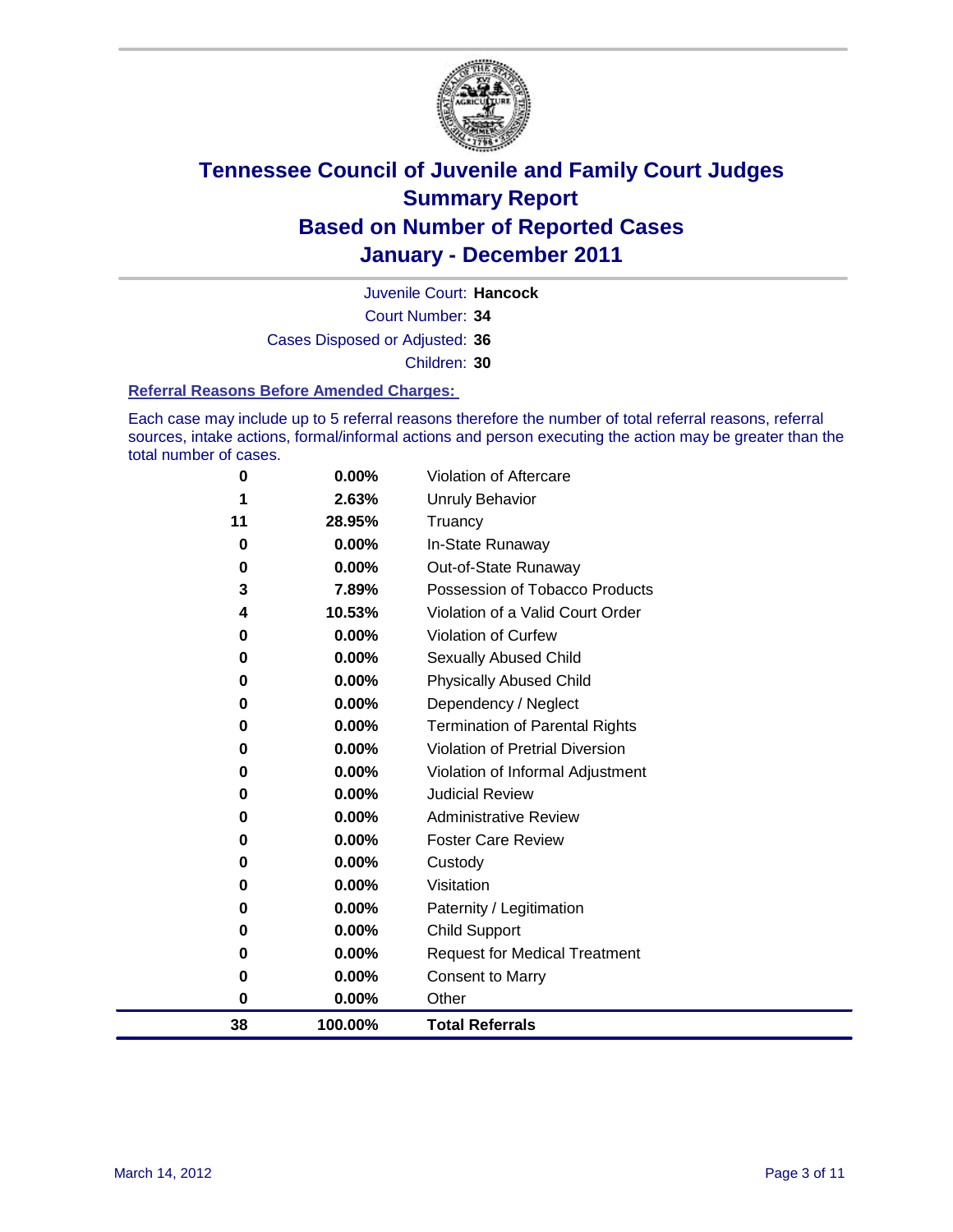# Tennessee Council of Juvenile and Family Court Judges
# Summary Report
# Based on Number of Reported Cases
# January - December 2011

Juvenile Court: **Hancock**

Court Number: **34**

Cases Disposed or Adjusted: **36**

Children: **30**

### Referral Reasons Before Amended Charges:

Each case may include up to 5 referral reasons therefore the number of total referral reasons, referral sources, intake actions, formal/informal actions and person executing the action may be greater than the total number of cases.

| Count | Percent | Referral Reason |
|---|---|---|
| 0 | 0.00% | Violation of Aftercare |
| 1 | 2.63% | Unruly Behavior |
| 11 | 28.95% | Truancy |
| 0 | 0.00% | In-State Runaway |
| 0 | 0.00% | Out-of-State Runaway |
| 3 | 7.89% | Possession of Tobacco Products |
| 4 | 10.53% | Violation of a Valid Court Order |
| 0 | 0.00% | Violation of Curfew |
| 0 | 0.00% | Sexually Abused Child |
| 0 | 0.00% | Physically Abused Child |
| 0 | 0.00% | Dependency / Neglect |
| 0 | 0.00% | Termination of Parental Rights |
| 0 | 0.00% | Violation of Pretrial Diversion |
| 0 | 0.00% | Violation of Informal Adjustment |
| 0 | 0.00% | Judicial Review |
| 0 | 0.00% | Administrative Review |
| 0 | 0.00% | Foster Care Review |
| 0 | 0.00% | Custody |
| 0 | 0.00% | Visitation |
| 0 | 0.00% | Paternity / Legitimation |
| 0 | 0.00% | Child Support |
| 0 | 0.00% | Request for Medical Treatment |
| 0 | 0.00% | Consent to Marry |
| 0 | 0.00% | Other |
| **38** | **100.00%** | **Total Referrals** |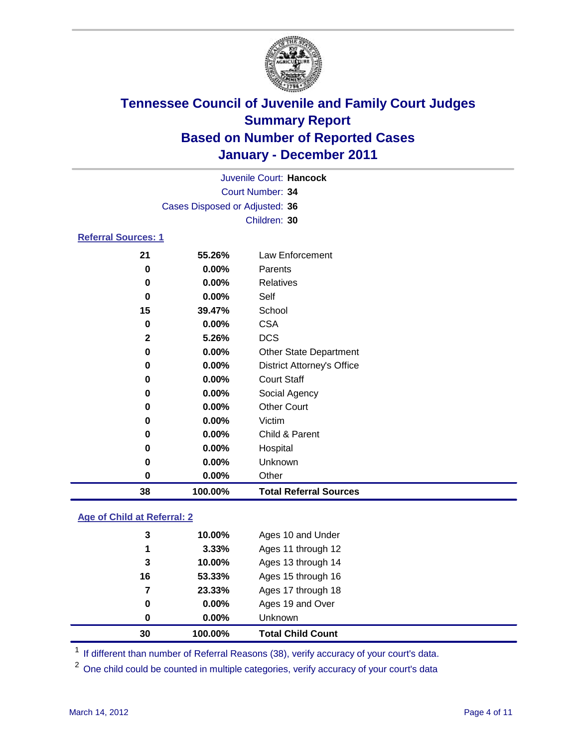# Tennessee Council of Juvenile and Family Court Judges
## Summary Report
## Based on Number of Reported Cases
## January - December 2011

Juvenile Court: **Hancock**
Court Number: **34**
Cases Disposed or Adjusted: **36**
Children: **30**

### Referral Sources: 1

| Count | Percent | Source |
|---|---|---|
| 21 | 55.26% | Law Enforcement |
| 0 | 0.00% | Parents |
| 0 | 0.00% | Relatives |
| 0 | 0.00% | Self |
| 15 | 39.47% | School |
| 0 | 0.00% | CSA |
| 2 | 5.26% | DCS |
| 0 | 0.00% | Other State Department |
| 0 | 0.00% | District Attorney's Office |
| 0 | 0.00% | Court Staff |
| 0 | 0.00% | Social Agency |
| 0 | 0.00% | Other Court |
| 0 | 0.00% | Victim |
| 0 | 0.00% | Child & Parent |
| 0 | 0.00% | Hospital |
| 0 | 0.00% | Unknown |
| 0 | 0.00% | Other |
| **38** | **100.00%** | **Total Referral Sources** |

### Age of Child at Referral: 2

| Count | Percent | Age |
|---|---|---|
| 3 | 10.00% | Ages 10 and Under |
| 1 | 3.33% | Ages 11 through 12 |
| 3 | 10.00% | Ages 13 through 14 |
| 16 | 53.33% | Ages 15 through 16 |
| 7 | 23.33% | Ages 17 through 18 |
| 0 | 0.00% | Ages 19 and Over |
| 0 | 0.00% | Unknown |
| **30** | **100.00%** | **Total Child Count** |

[1] If different than number of Referral Reasons (38), verify accuracy of your court's data.

[2] One child could be counted in multiple categories, verify accuracy of your court's data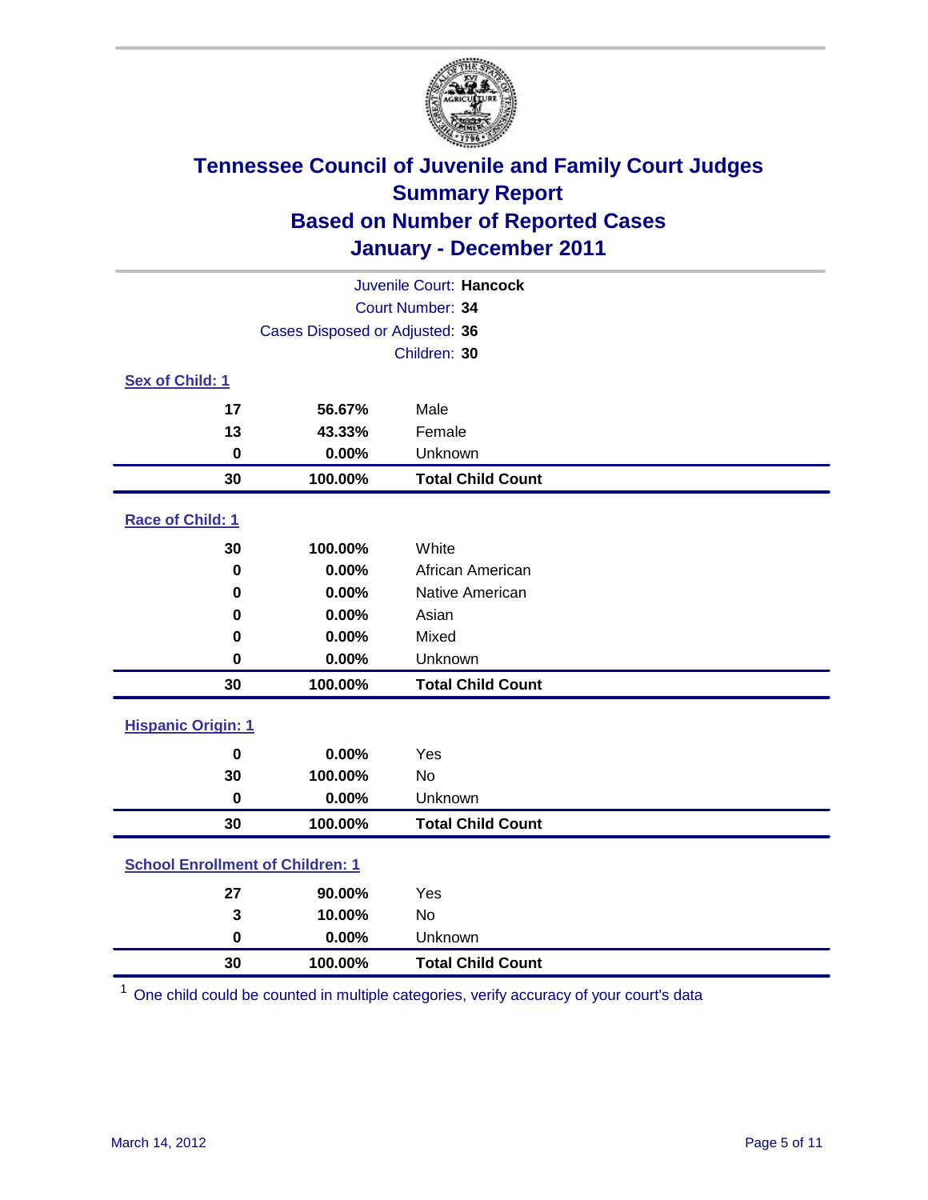# Tennessee Council of Juvenile and Family Court Judges
## Summary Report
## Based on Number of Reported Cases
## January - December 2011

Juvenile Court: **Hancock**
Court Number: **34**
Cases Disposed or Adjusted: **36**
Children: **30**

### Sex of Child: 1

| | | |
|---|---|---|
| 17 | 56.67% | Male |
| 13 | 43.33% | Female |
| 0 | 0.00% | Unknown |
| **30** | **100.00%** | **Total Child Count** |

### Race of Child: 1

| | | |
|---|---|---|
| 30 | 100.00% | White |
| 0 | 0.00% | African American |
| 0 | 0.00% | Native American |
| 0 | 0.00% | Asian |
| 0 | 0.00% | Mixed |
| 0 | 0.00% | Unknown |
| **30** | **100.00%** | **Total Child Count** |

### Hispanic Origin: 1

| | | |
|---|---|---|
| 0 | 0.00% | Yes |
| 30 | 100.00% | No |
| 0 | 0.00% | Unknown |
| **30** | **100.00%** | **Total Child Count** |

### School Enrollment of Children: 1

| | | |
|---|---|---|
| 27 | 90.00% | Yes |
| 3 | 10.00% | No |
| 0 | 0.00% | Unknown |
| **30** | **100.00%** | **Total Child Count** |

[1] One child could be counted in multiple categories, verify accuracy of your court's data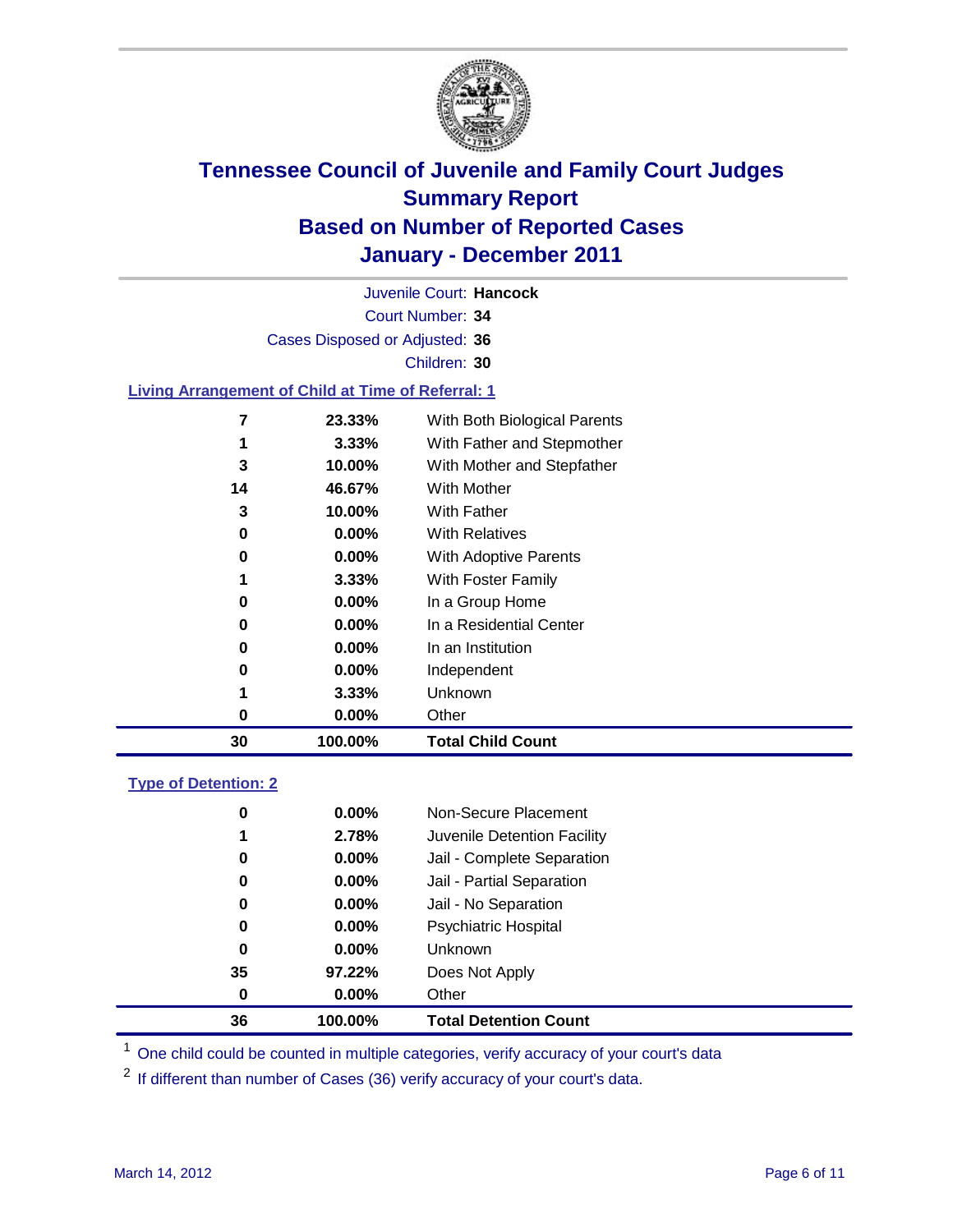# Tennessee Council of Juvenile and Family Court Judges
## Summary Report
## Based on Number of Reported Cases
## January - December 2011

Juvenile Court: **Hancock**
Court Number: **34**
Cases Disposed or Adjusted: **36**
Children: **30**

### Living Arrangement of Child at Time of Referral: 1

| Count | Percent | Category |
|---|---|---|
| 7 | 23.33% | With Both Biological Parents |
| 1 | 3.33% | With Father and Stepmother |
| 3 | 10.00% | With Mother and Stepfather |
| 14 | 46.67% | With Mother |
| 3 | 10.00% | With Father |
| 0 | 0.00% | With Relatives |
| 0 | 0.00% | With Adoptive Parents |
| 1 | 3.33% | With Foster Family |
| 0 | 0.00% | In a Group Home |
| 0 | 0.00% | In a Residential Center |
| 0 | 0.00% | In an Institution |
| 0 | 0.00% | Independent |
| 1 | 3.33% | Unknown |
| 0 | 0.00% | Other |
| **30** | **100.00%** | **Total Child Count** |

### Type of Detention: 2

| Count | Percent | Category |
|---|---|---|
| 0 | 0.00% | Non-Secure Placement |
| 1 | 2.78% | Juvenile Detention Facility |
| 0 | 0.00% | Jail - Complete Separation |
| 0 | 0.00% | Jail - Partial Separation |
| 0 | 0.00% | Jail - No Separation |
| 0 | 0.00% | Psychiatric Hospital |
| 0 | 0.00% | Unknown |
| 35 | 97.22% | Does Not Apply |
| 0 | 0.00% | Other |
| **36** | **100.00%** | **Total Detention Count** |

[1] One child could be counted in multiple categories, verify accuracy of your court's data

[2] If different than number of Cases (36) verify accuracy of your court's data.

March 14, 2012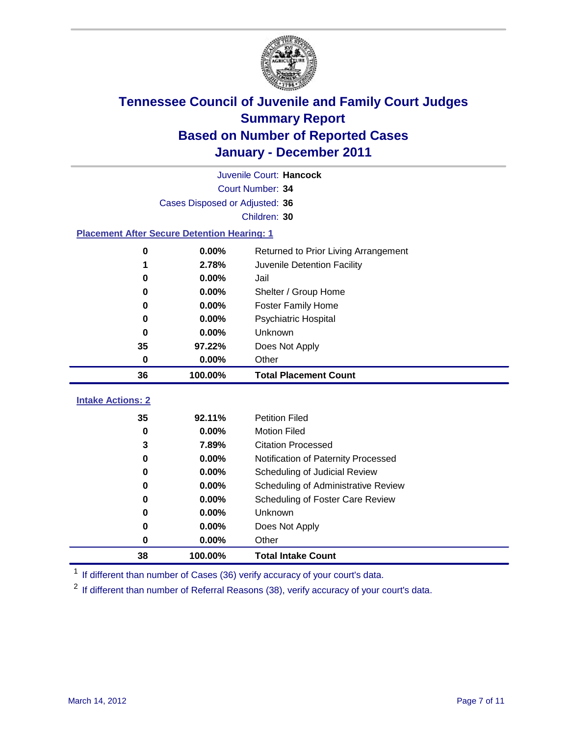# Tennessee Council of Juvenile and Family Court Judges
## Summary Report
## Based on Number of Reported Cases
## January - December 2011

Juvenile Court: **Hancock**
Court Number: **34**
Cases Disposed or Adjusted: **36**
Children: **30**

### Placement After Secure Detention Hearing: 1

| Count | Percent | Placement |
|---|---|---|
| 0 | 0.00% | Returned to Prior Living Arrangement |
| 1 | 2.78% | Juvenile Detention Facility |
| 0 | 0.00% | Jail |
| 0 | 0.00% | Shelter / Group Home |
| 0 | 0.00% | Foster Family Home |
| 0 | 0.00% | Psychiatric Hospital |
| 0 | 0.00% | Unknown |
| 35 | 97.22% | Does Not Apply |
| 0 | 0.00% | Other |
| **36** | **100.00%** | **Total Placement Count** |

### Intake Actions: 2

| Count | Percent | Intake Action |
|---|---|---|
| 35 | 92.11% | Petition Filed |
| 0 | 0.00% | Motion Filed |
| 3 | 7.89% | Citation Processed |
| 0 | 0.00% | Notification of Paternity Processed |
| 0 | 0.00% | Scheduling of Judicial Review |
| 0 | 0.00% | Scheduling of Administrative Review |
| 0 | 0.00% | Scheduling of Foster Care Review |
| 0 | 0.00% | Unknown |
| 0 | 0.00% | Does Not Apply |
| 0 | 0.00% | Other |
| **38** | **100.00%** | **Total Intake Count** |

[1] If different than number of Cases (36) verify accuracy of your court's data.

[2] If different than number of Referral Reasons (38), verify accuracy of your court's data.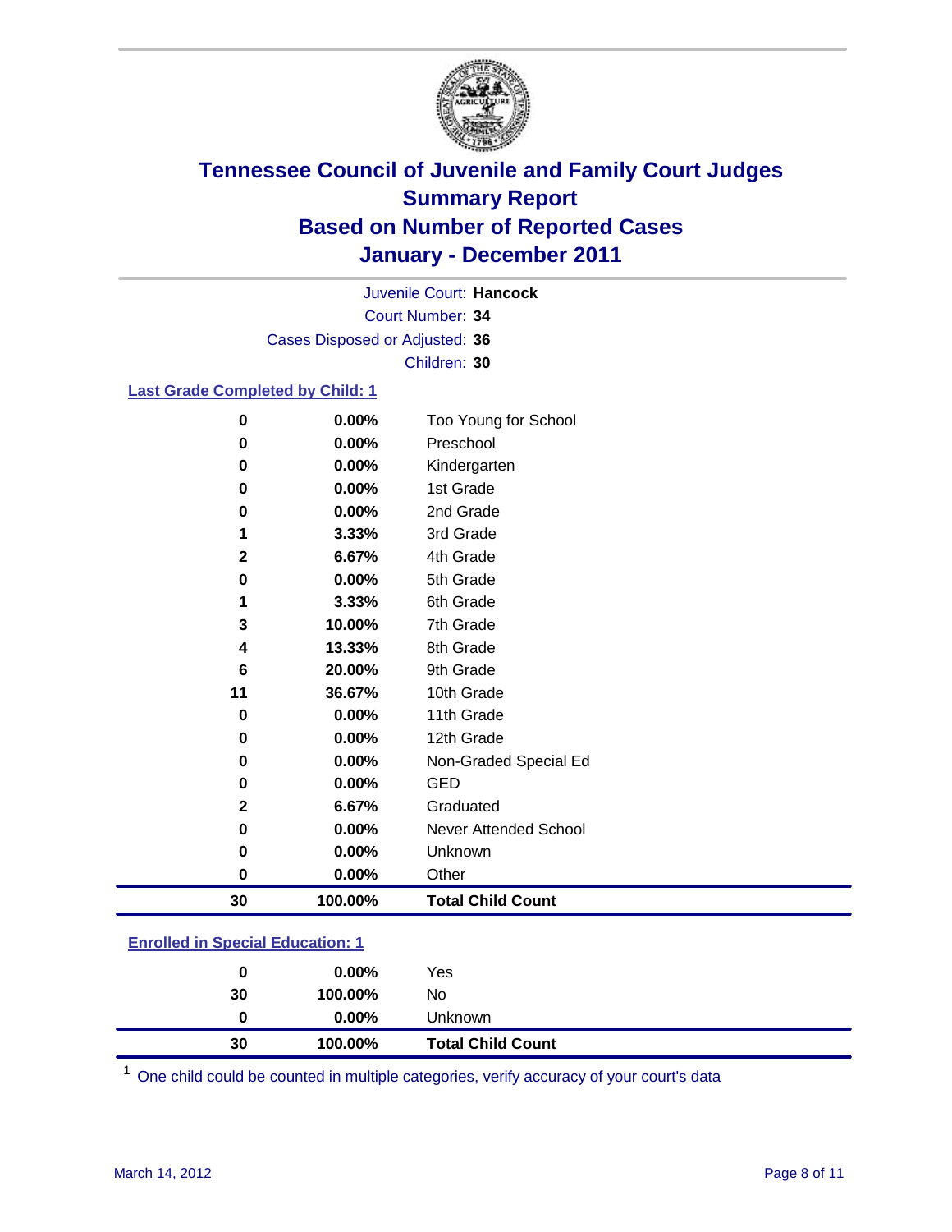# Tennessee Council of Juvenile and Family Court Judges
## Summary Report
## Based on Number of Reported Cases
## January - December 2011

Juvenile Court: **Hancock**
Court Number: **34**
Cases Disposed or Adjusted: **36**
Children: **30**

### Last Grade Completed by Child: [1]

| | | |
|---|---|---|
| 0 | 0.00% | Too Young for School |
| 0 | 0.00% | Preschool |
| 0 | 0.00% | Kindergarten |
| 0 | 0.00% | 1st Grade |
| 0 | 0.00% | 2nd Grade |
| 1 | 3.33% | 3rd Grade |
| 2 | 6.67% | 4th Grade |
| 0 | 0.00% | 5th Grade |
| 1 | 3.33% | 6th Grade |
| 3 | 10.00% | 7th Grade |
| 4 | 13.33% | 8th Grade |
| 6 | 20.00% | 9th Grade |
| 11 | 36.67% | 10th Grade |
| 0 | 0.00% | 11th Grade |
| 0 | 0.00% | 12th Grade |
| 0 | 0.00% | Non-Graded Special Ed |
| 0 | 0.00% | GED |
| 2 | 6.67% | Graduated |
| 0 | 0.00% | Never Attended School |
| 0 | 0.00% | Unknown |
| 0 | 0.00% | Other |
| **30** | **100.00%** | **Total Child Count** |

### Enrolled in Special Education: [1]

| | | |
|---|---|---|
| 0 | 0.00% | Yes |
| 30 | 100.00% | No |
| 0 | 0.00% | Unknown |
| **30** | **100.00%** | **Total Child Count** |

[1] One child could be counted in multiple categories, verify accuracy of your court's data

March 14, 2012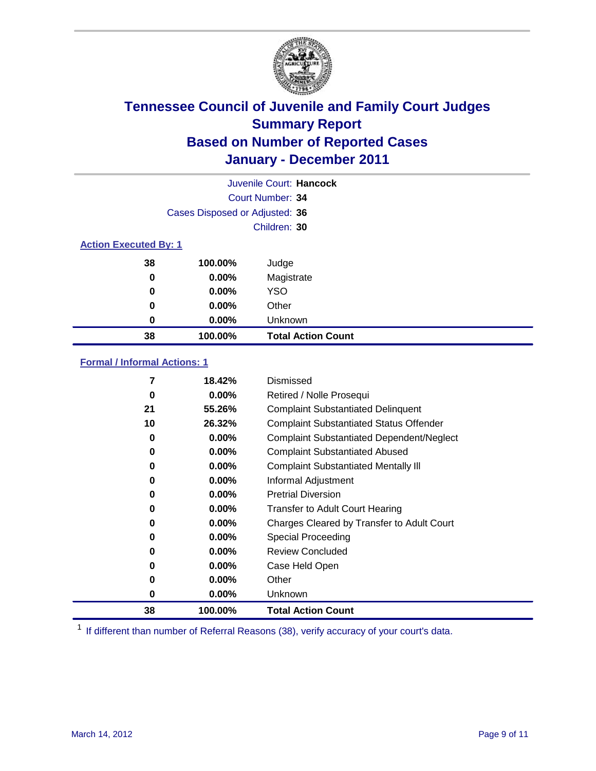# Tennessee Council of Juvenile and Family Court Judges
## Summary Report
## Based on Number of Reported Cases
## January - December 2011

Juvenile Court: **Hancock**
Court Number: **34**
Cases Disposed or Adjusted: **36**
Children: **30**

### Action Executed By: 1

| | | |
|---|---|---|
| 38 | 100.00% | Judge |
| 0 | 0.00% | Magistrate |
| 0 | 0.00% | YSO |
| 0 | 0.00% | Other |
| 0 | 0.00% | Unknown |
| **38** | **100.00%** | **Total Action Count** |

### Formal / Informal Actions: 1

| | | |
|---|---|---|
| 7 | 18.42% | Dismissed |
| 0 | 0.00% | Retired / Nolle Prosequi |
| 21 | 55.26% | Complaint Substantiated Delinquent |
| 10 | 26.32% | Complaint Substantiated Status Offender |
| 0 | 0.00% | Complaint Substantiated Dependent/Neglect |
| 0 | 0.00% | Complaint Substantiated Abused |
| 0 | 0.00% | Complaint Substantiated Mentally Ill |
| 0 | 0.00% | Informal Adjustment |
| 0 | 0.00% | Pretrial Diversion |
| 0 | 0.00% | Transfer to Adult Court Hearing |
| 0 | 0.00% | Charges Cleared by Transfer to Adult Court |
| 0 | 0.00% | Special Proceeding |
| 0 | 0.00% | Review Concluded |
| 0 | 0.00% | Case Held Open |
| 0 | 0.00% | Other |
| 0 | 0.00% | Unknown |
| **38** | **100.00%** | **Total Action Count** |

[1] If different than number of Referral Reasons (38), verify accuracy of your court's data.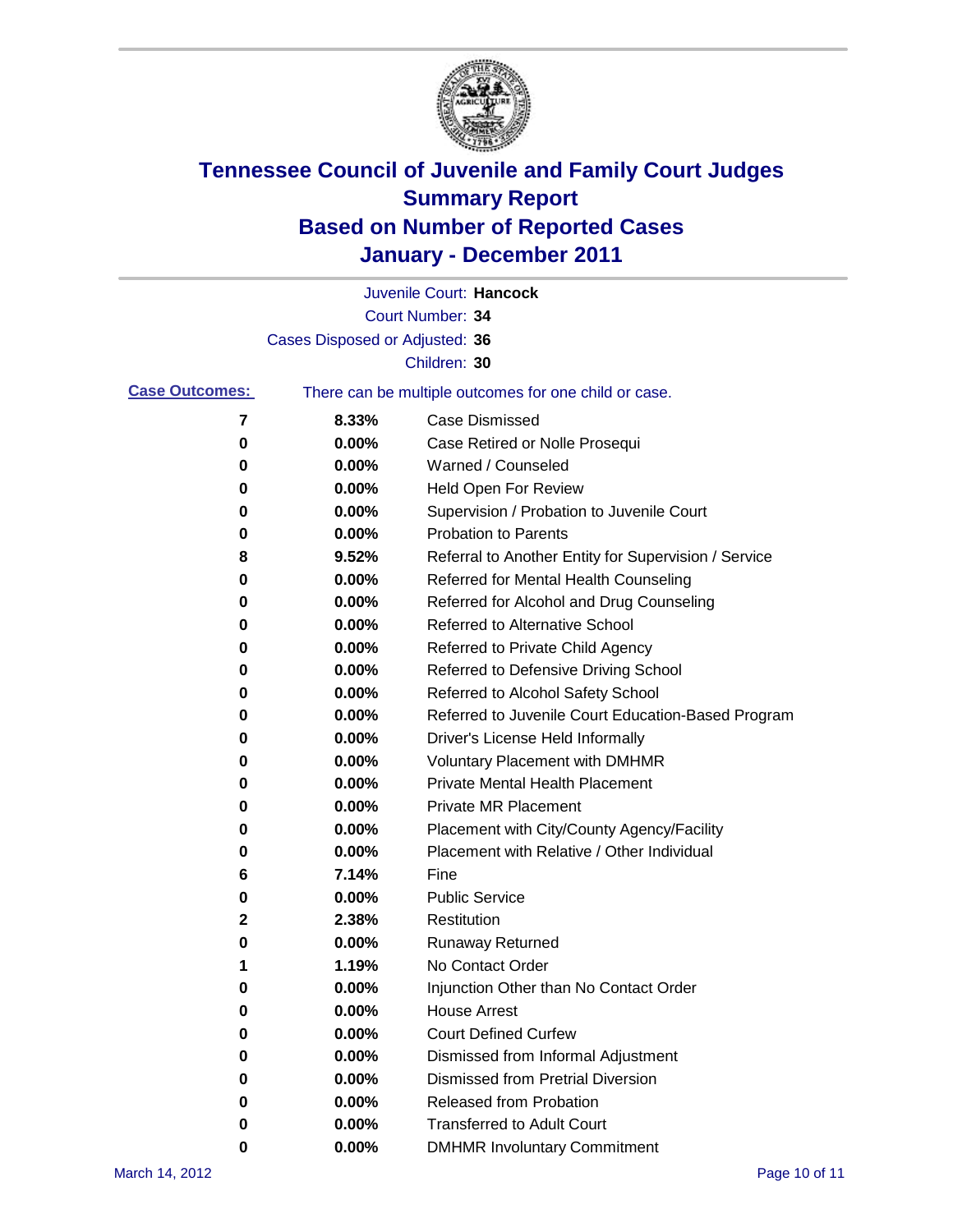# Tennessee Council of Juvenile and Family Court Judges
## Summary Report
## Based on Number of Reported Cases
## January - December 2011

Juvenile Court: **Hancock**
Court Number: **34**
Cases Disposed or Adjusted: **36**
Children: **30**

**Case Outcomes:** There can be multiple outcomes for one child or case.

| Count | Percent | Outcome |
|---|---|---|
| 7 | 8.33% | Case Dismissed |
| 0 | 0.00% | Case Retired or Nolle Prosequi |
| 0 | 0.00% | Warned / Counseled |
| 0 | 0.00% | Held Open For Review |
| 0 | 0.00% | Supervision / Probation to Juvenile Court |
| 0 | 0.00% | Probation to Parents |
| 8 | 9.52% | Referral to Another Entity for Supervision / Service |
| 0 | 0.00% | Referred for Mental Health Counseling |
| 0 | 0.00% | Referred for Alcohol and Drug Counseling |
| 0 | 0.00% | Referred to Alternative School |
| 0 | 0.00% | Referred to Private Child Agency |
| 0 | 0.00% | Referred to Defensive Driving School |
| 0 | 0.00% | Referred to Alcohol Safety School |
| 0 | 0.00% | Referred to Juvenile Court Education-Based Program |
| 0 | 0.00% | Driver's License Held Informally |
| 0 | 0.00% | Voluntary Placement with DMHMR |
| 0 | 0.00% | Private Mental Health Placement |
| 0 | 0.00% | Private MR Placement |
| 0 | 0.00% | Placement with City/County Agency/Facility |
| 0 | 0.00% | Placement with Relative / Other Individual |
| 6 | 7.14% | Fine |
| 0 | 0.00% | Public Service |
| 2 | 2.38% | Restitution |
| 0 | 0.00% | Runaway Returned |
| 1 | 1.19% | No Contact Order |
| 0 | 0.00% | Injunction Other than No Contact Order |
| 0 | 0.00% | House Arrest |
| 0 | 0.00% | Court Defined Curfew |
| 0 | 0.00% | Dismissed from Informal Adjustment |
| 0 | 0.00% | Dismissed from Pretrial Diversion |
| 0 | 0.00% | Released from Probation |
| 0 | 0.00% | Transferred to Adult Court |
| 0 | 0.00% | DMHMR Involuntary Commitment |

March 14, 2012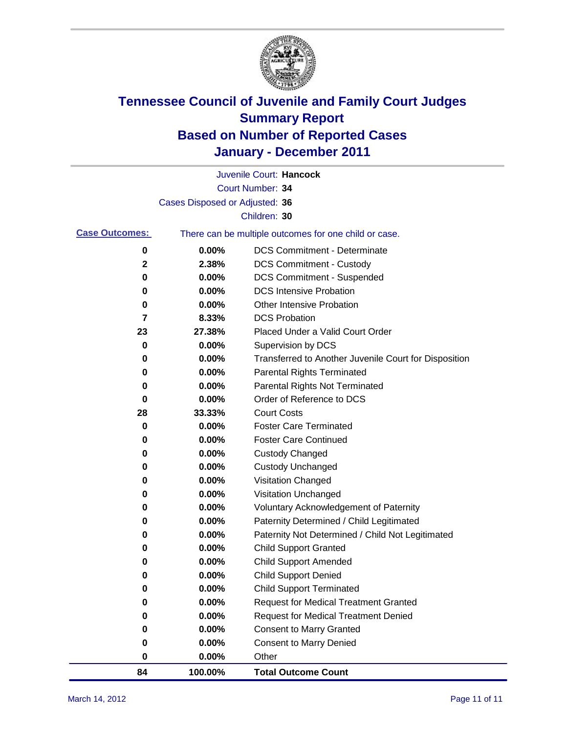# Tennessee Council of Juvenile and Family Court Judges
## Summary Report
## Based on Number of Reported Cases
## January - December 2011

Juvenile Court: **Hancock**
Court Number: **34**
Cases Disposed or Adjusted: **36**
Children: **30**

**Case Outcomes:** There can be multiple outcomes for one child or case.

| | | |
|---|---|---|
| 0 | 0.00% | DCS Commitment - Determinate |
| 2 | 2.38% | DCS Commitment - Custody |
| 0 | 0.00% | DCS Commitment - Suspended |
| 0 | 0.00% | DCS Intensive Probation |
| 0 | 0.00% | Other Intensive Probation |
| 7 | 8.33% | DCS Probation |
| 23 | 27.38% | Placed Under a Valid Court Order |
| 0 | 0.00% | Supervision by DCS |
| 0 | 0.00% | Transferred to Another Juvenile Court for Disposition |
| 0 | 0.00% | Parental Rights Terminated |
| 0 | 0.00% | Parental Rights Not Terminated |
| 0 | 0.00% | Order of Reference to DCS |
| 28 | 33.33% | Court Costs |
| 0 | 0.00% | Foster Care Terminated |
| 0 | 0.00% | Foster Care Continued |
| 0 | 0.00% | Custody Changed |
| 0 | 0.00% | Custody Unchanged |
| 0 | 0.00% | Visitation Changed |
| 0 | 0.00% | Visitation Unchanged |
| 0 | 0.00% | Voluntary Acknowledgement of Paternity |
| 0 | 0.00% | Paternity Determined / Child Legitimated |
| 0 | 0.00% | Paternity Not Determined / Child Not Legitimated |
| 0 | 0.00% | Child Support Granted |
| 0 | 0.00% | Child Support Amended |
| 0 | 0.00% | Child Support Denied |
| 0 | 0.00% | Child Support Terminated |
| 0 | 0.00% | Request for Medical Treatment Granted |
| 0 | 0.00% | Request for Medical Treatment Denied |
| 0 | 0.00% | Consent to Marry Granted |
| 0 | 0.00% | Consent to Marry Denied |
| 0 | 0.00% | Other |
| **84** | **100.00%** | **Total Outcome Count** |

March 14, 2012